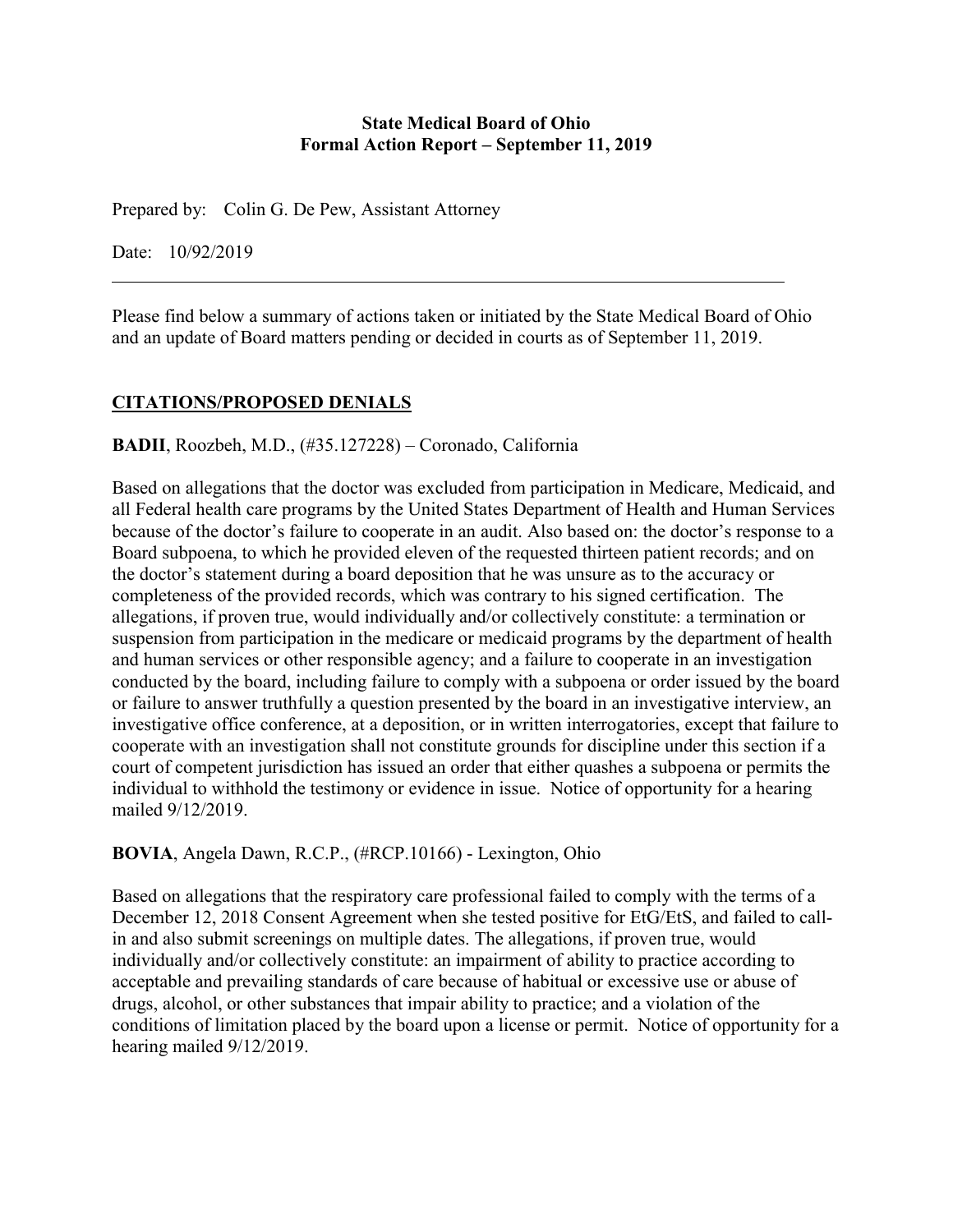**State Medical Board of Ohio**
**Formal Action Report – September 11, 2019**

Prepared by: Colin G. De Pew, Assistant Attorney

Date: 10/92/2019

---

Please find below a summary of actions taken or initiated by the State Medical Board of Ohio and an update of Board matters pending or decided in courts as of September 11, 2019.

## CITATIONS/PROPOSED DENIALS

**BADII**, Roozbeh, M.D., (#35.127228) – Coronado, California

Based on allegations that the doctor was excluded from participation in Medicare, Medicaid, and all Federal health care programs by the United States Department of Health and Human Services because of the doctor's failure to cooperate in an audit. Also based on: the doctor's response to a Board subpoena, to which he provided eleven of the requested thirteen patient records; and on the doctor's statement during a board deposition that he was unsure as to the accuracy or completeness of the provided records, which was contrary to his signed certification. The allegations, if proven true, would individually and/or collectively constitute: a termination or suspension from participation in the medicare or medicaid programs by the department of health and human services or other responsible agency; and a failure to cooperate in an investigation conducted by the board, including failure to comply with a subpoena or order issued by the board or failure to answer truthfully a question presented by the board in an investigative interview, an investigative office conference, at a deposition, or in written interrogatories, except that failure to cooperate with an investigation shall not constitute grounds for discipline under this section if a court of competent jurisdiction has issued an order that either quashes a subpoena or permits the individual to withhold the testimony or evidence in issue. Notice of opportunity for a hearing mailed 9/12/2019.

**BOVIA**, Angela Dawn, R.C.P., (#RCP.10166) - Lexington, Ohio

Based on allegations that the respiratory care professional failed to comply with the terms of a December 12, 2018 Consent Agreement when she tested positive for EtG/EtS, and failed to call-in and also submit screenings on multiple dates. The allegations, if proven true, would individually and/or collectively constitute: an impairment of ability to practice according to acceptable and prevailing standards of care because of habitual or excessive use or abuse of drugs, alcohol, or other substances that impair ability to practice; and a violation of the conditions of limitation placed by the board upon a license or permit. Notice of opportunity for a hearing mailed 9/12/2019.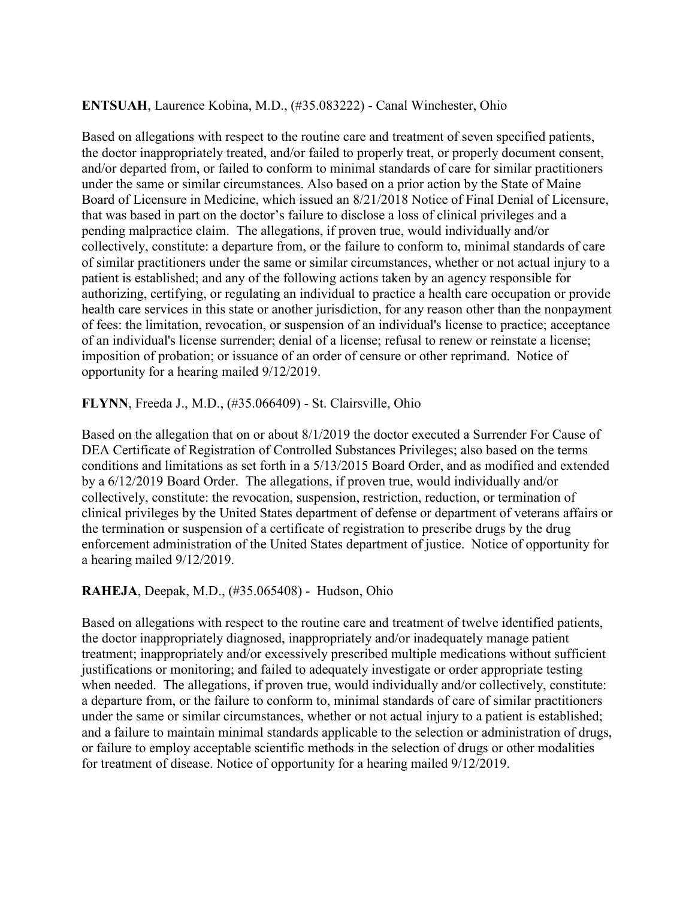**ENTSUAH**, Laurence Kobina, M.D., (#35.083222) - Canal Winchester, Ohio

Based on allegations with respect to the routine care and treatment of seven specified patients, the doctor inappropriately treated, and/or failed to properly treat, or properly document consent, and/or departed from, or failed to conform to minimal standards of care for similar practitioners under the same or similar circumstances. Also based on a prior action by the State of Maine Board of Licensure in Medicine, which issued an 8/21/2018 Notice of Final Denial of Licensure, that was based in part on the doctor's failure to disclose a loss of clinical privileges and a pending malpractice claim. The allegations, if proven true, would individually and/or collectively, constitute: a departure from, or the failure to conform to, minimal standards of care of similar practitioners under the same or similar circumstances, whether or not actual injury to a patient is established; and any of the following actions taken by an agency responsible for authorizing, certifying, or regulating an individual to practice a health care occupation or provide health care services in this state or another jurisdiction, for any reason other than the nonpayment of fees: the limitation, revocation, or suspension of an individual's license to practice; acceptance of an individual's license surrender; denial of a license; refusal to renew or reinstate a license; imposition of probation; or issuance of an order of censure or other reprimand. Notice of opportunity for a hearing mailed 9/12/2019.

**FLYNN**, Freeda J., M.D., (#35.066409) - St. Clairsville, Ohio

Based on the allegation that on or about 8/1/2019 the doctor executed a Surrender For Cause of DEA Certificate of Registration of Controlled Substances Privileges; also based on the terms conditions and limitations as set forth in a 5/13/2015 Board Order, and as modified and extended by a 6/12/2019 Board Order. The allegations, if proven true, would individually and/or collectively, constitute: the revocation, suspension, restriction, reduction, or termination of clinical privileges by the United States department of defense or department of veterans affairs or the termination or suspension of a certificate of registration to prescribe drugs by the drug enforcement administration of the United States department of justice. Notice of opportunity for a hearing mailed 9/12/2019.

**RAHEJA**, Deepak, M.D., (#35.065408) - Hudson, Ohio

Based on allegations with respect to the routine care and treatment of twelve identified patients, the doctor inappropriately diagnosed, inappropriately and/or inadequately manage patient treatment; inappropriately and/or excessively prescribed multiple medications without sufficient justifications or monitoring; and failed to adequately investigate or order appropriate testing when needed. The allegations, if proven true, would individually and/or collectively, constitute: a departure from, or the failure to conform to, minimal standards of care of similar practitioners under the same or similar circumstances, whether or not actual injury to a patient is established; and a failure to maintain minimal standards applicable to the selection or administration of drugs, or failure to employ acceptable scientific methods in the selection of drugs or other modalities for treatment of disease. Notice of opportunity for a hearing mailed 9/12/2019.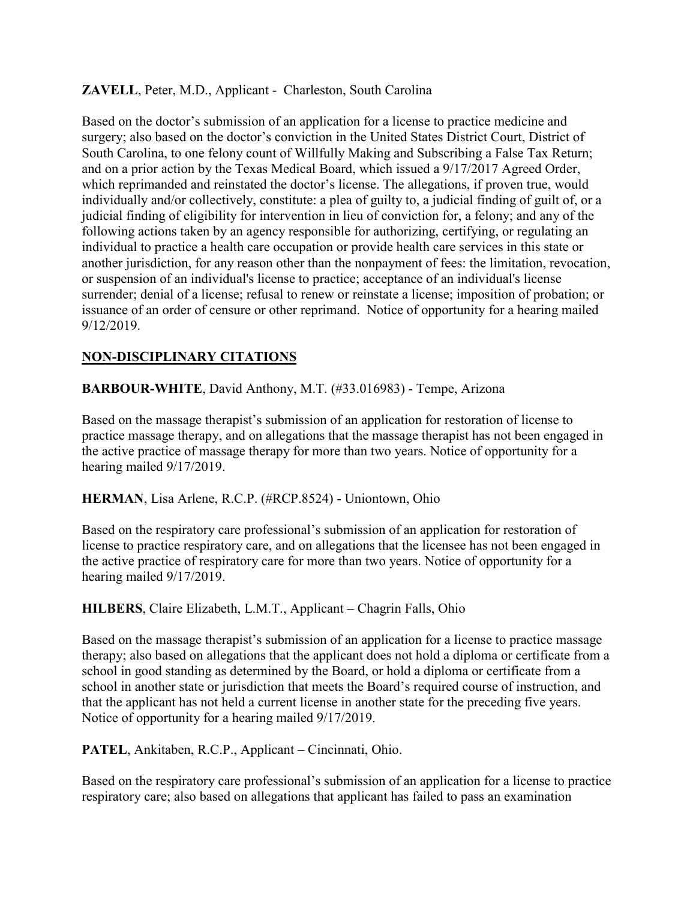**ZAVELL**, Peter, M.D., Applicant - Charleston, South Carolina

Based on the doctor's submission of an application for a license to practice medicine and surgery; also based on the doctor's conviction in the United States District Court, District of South Carolina, to one felony count of Willfully Making and Subscribing a False Tax Return; and on a prior action by the Texas Medical Board, which issued a 9/17/2017 Agreed Order, which reprimanded and reinstated the doctor's license. The allegations, if proven true, would individually and/or collectively, constitute: a plea of guilty to, a judicial finding of guilt of, or a judicial finding of eligibility for intervention in lieu of conviction for, a felony; and any of the following actions taken by an agency responsible for authorizing, certifying, or regulating an individual to practice a health care occupation or provide health care services in this state or another jurisdiction, for any reason other than the nonpayment of fees: the limitation, revocation, or suspension of an individual's license to practice; acceptance of an individual's license surrender; denial of a license; refusal to renew or reinstate a license; imposition of probation; or issuance of an order of censure or other reprimand. Notice of opportunity for a hearing mailed 9/12/2019.

## NON-DISCIPLINARY CITATIONS

**BARBOUR-WHITE**, David Anthony, M.T. (#33.016983) - Tempe, Arizona

Based on the massage therapist's submission of an application for restoration of license to practice massage therapy, and on allegations that the massage therapist has not been engaged in the active practice of massage therapy for more than two years. Notice of opportunity for a hearing mailed 9/17/2019.

**HERMAN**, Lisa Arlene, R.C.P. (#RCP.8524) - Uniontown, Ohio

Based on the respiratory care professional's submission of an application for restoration of license to practice respiratory care, and on allegations that the licensee has not been engaged in the active practice of respiratory care for more than two years. Notice of opportunity for a hearing mailed 9/17/2019.

**HILBERS**, Claire Elizabeth, L.M.T., Applicant – Chagrin Falls, Ohio

Based on the massage therapist's submission of an application for a license to practice massage therapy; also based on allegations that the applicant does not hold a diploma or certificate from a school in good standing as determined by the Board, or hold a diploma or certificate from a school in another state or jurisdiction that meets the Board's required course of instruction, and that the applicant has not held a current license in another state for the preceding five years. Notice of opportunity for a hearing mailed 9/17/2019.

**PATEL**, Ankitaben, R.C.P., Applicant – Cincinnati, Ohio.

Based on the respiratory care professional's submission of an application for a license to practice respiratory care; also based on allegations that applicant has failed to pass an examination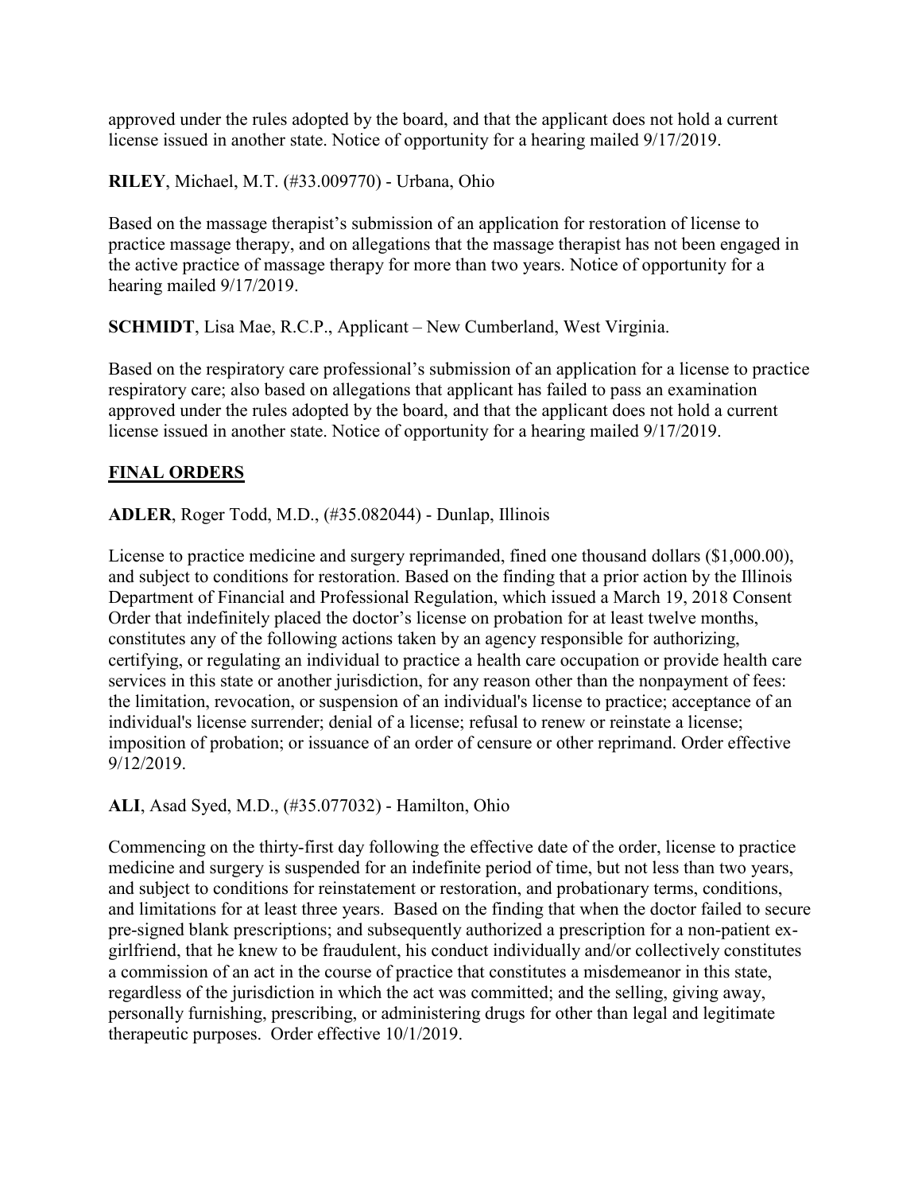approved under the rules adopted by the board, and that the applicant does not hold a current license issued in another state. Notice of opportunity for a hearing mailed 9/17/2019.

**RILEY**, Michael, M.T. (#33.009770) - Urbana, Ohio

Based on the massage therapist's submission of an application for restoration of license to practice massage therapy, and on allegations that the massage therapist has not been engaged in the active practice of massage therapy for more than two years. Notice of opportunity for a hearing mailed 9/17/2019.

**SCHMIDT**, Lisa Mae, R.C.P., Applicant – New Cumberland, West Virginia.

Based on the respiratory care professional's submission of an application for a license to practice respiratory care; also based on allegations that applicant has failed to pass an examination approved under the rules adopted by the board, and that the applicant does not hold a current license issued in another state. Notice of opportunity for a hearing mailed 9/17/2019.

## FINAL ORDERS

**ADLER**, Roger Todd, M.D., (#35.082044) - Dunlap, Illinois

License to practice medicine and surgery reprimanded, fined one thousand dollars ($1,000.00), and subject to conditions for restoration. Based on the finding that a prior action by the Illinois Department of Financial and Professional Regulation, which issued a March 19, 2018 Consent Order that indefinitely placed the doctor's license on probation for at least twelve months, constitutes any of the following actions taken by an agency responsible for authorizing, certifying, or regulating an individual to practice a health care occupation or provide health care services in this state or another jurisdiction, for any reason other than the nonpayment of fees: the limitation, revocation, or suspension of an individual's license to practice; acceptance of an individual's license surrender; denial of a license; refusal to renew or reinstate a license; imposition of probation; or issuance of an order of censure or other reprimand. Order effective 9/12/2019.

**ALI**, Asad Syed, M.D., (#35.077032) - Hamilton, Ohio

Commencing on the thirty-first day following the effective date of the order, license to practice medicine and surgery is suspended for an indefinite period of time, but not less than two years, and subject to conditions for reinstatement or restoration, and probationary terms, conditions, and limitations for at least three years. Based on the finding that when the doctor failed to secure pre-signed blank prescriptions; and subsequently authorized a prescription for a non-patient ex-girlfriend, that he knew to be fraudulent, his conduct individually and/or collectively constitutes a commission of an act in the course of practice that constitutes a misdemeanor in this state, regardless of the jurisdiction in which the act was committed; and the selling, giving away, personally furnishing, prescribing, or administering drugs for other than legal and legitimate therapeutic purposes. Order effective 10/1/2019.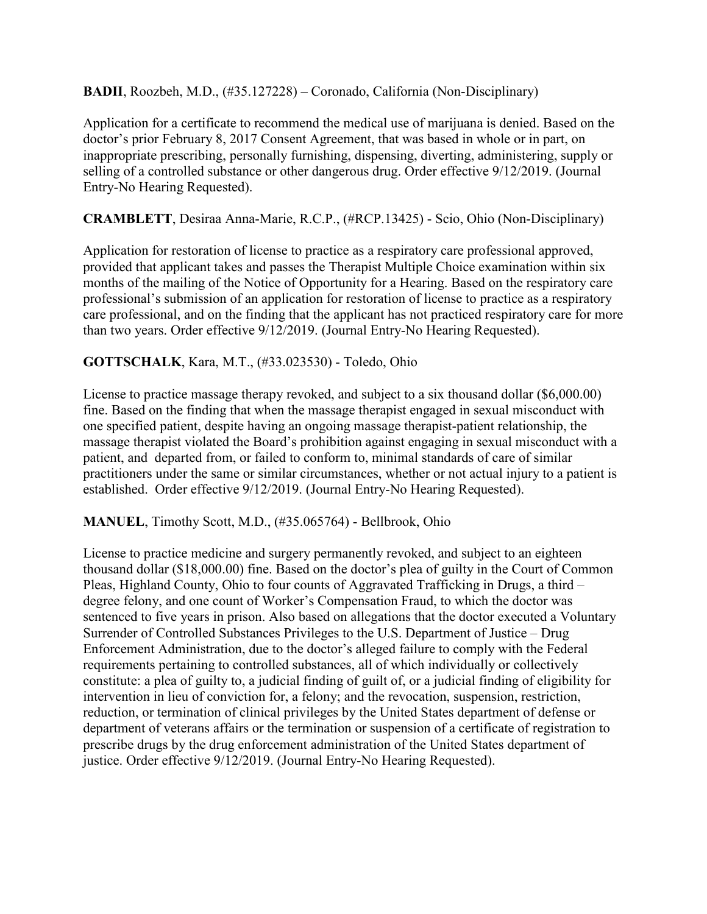**BADII**, Roozbeh, M.D., (#35.127228) – Coronado, California (Non-Disciplinary)

Application for a certificate to recommend the medical use of marijuana is denied. Based on the doctor's prior February 8, 2017 Consent Agreement, that was based in whole or in part, on inappropriate prescribing, personally furnishing, dispensing, diverting, administering, supply or selling of a controlled substance or other dangerous drug. Order effective 9/12/2019. (Journal Entry-No Hearing Requested).

**CRAMBLETT**, Desiraa Anna-Marie, R.C.P., (#RCP.13425) - Scio, Ohio (Non-Disciplinary)

Application for restoration of license to practice as a respiratory care professional approved, provided that applicant takes and passes the Therapist Multiple Choice examination within six months of the mailing of the Notice of Opportunity for a Hearing. Based on the respiratory care professional's submission of an application for restoration of license to practice as a respiratory care professional, and on the finding that the applicant has not practiced respiratory care for more than two years. Order effective 9/12/2019. (Journal Entry-No Hearing Requested).

**GOTTSCHALK**, Kara, M.T., (#33.023530) - Toledo, Ohio

License to practice massage therapy revoked, and subject to a six thousand dollar ($6,000.00) fine. Based on the finding that when the massage therapist engaged in sexual misconduct with one specified patient, despite having an ongoing massage therapist-patient relationship, the massage therapist violated the Board's prohibition against engaging in sexual misconduct with a patient, and departed from, or failed to conform to, minimal standards of care of similar practitioners under the same or similar circumstances, whether or not actual injury to a patient is established. Order effective 9/12/2019. (Journal Entry-No Hearing Requested).

**MANUEL**, Timothy Scott, M.D., (#35.065764) - Bellbrook, Ohio

License to practice medicine and surgery permanently revoked, and subject to an eighteen thousand dollar ($18,000.00) fine. Based on the doctor's plea of guilty in the Court of Common Pleas, Highland County, Ohio to four counts of Aggravated Trafficking in Drugs, a third – degree felony, and one count of Worker's Compensation Fraud, to which the doctor was sentenced to five years in prison. Also based on allegations that the doctor executed a Voluntary Surrender of Controlled Substances Privileges to the U.S. Department of Justice – Drug Enforcement Administration, due to the doctor's alleged failure to comply with the Federal requirements pertaining to controlled substances, all of which individually or collectively constitute: a plea of guilty to, a judicial finding of guilt of, or a judicial finding of eligibility for intervention in lieu of conviction for, a felony; and the revocation, suspension, restriction, reduction, or termination of clinical privileges by the United States department of defense or department of veterans affairs or the termination or suspension of a certificate of registration to prescribe drugs by the drug enforcement administration of the United States department of justice. Order effective 9/12/2019. (Journal Entry-No Hearing Requested).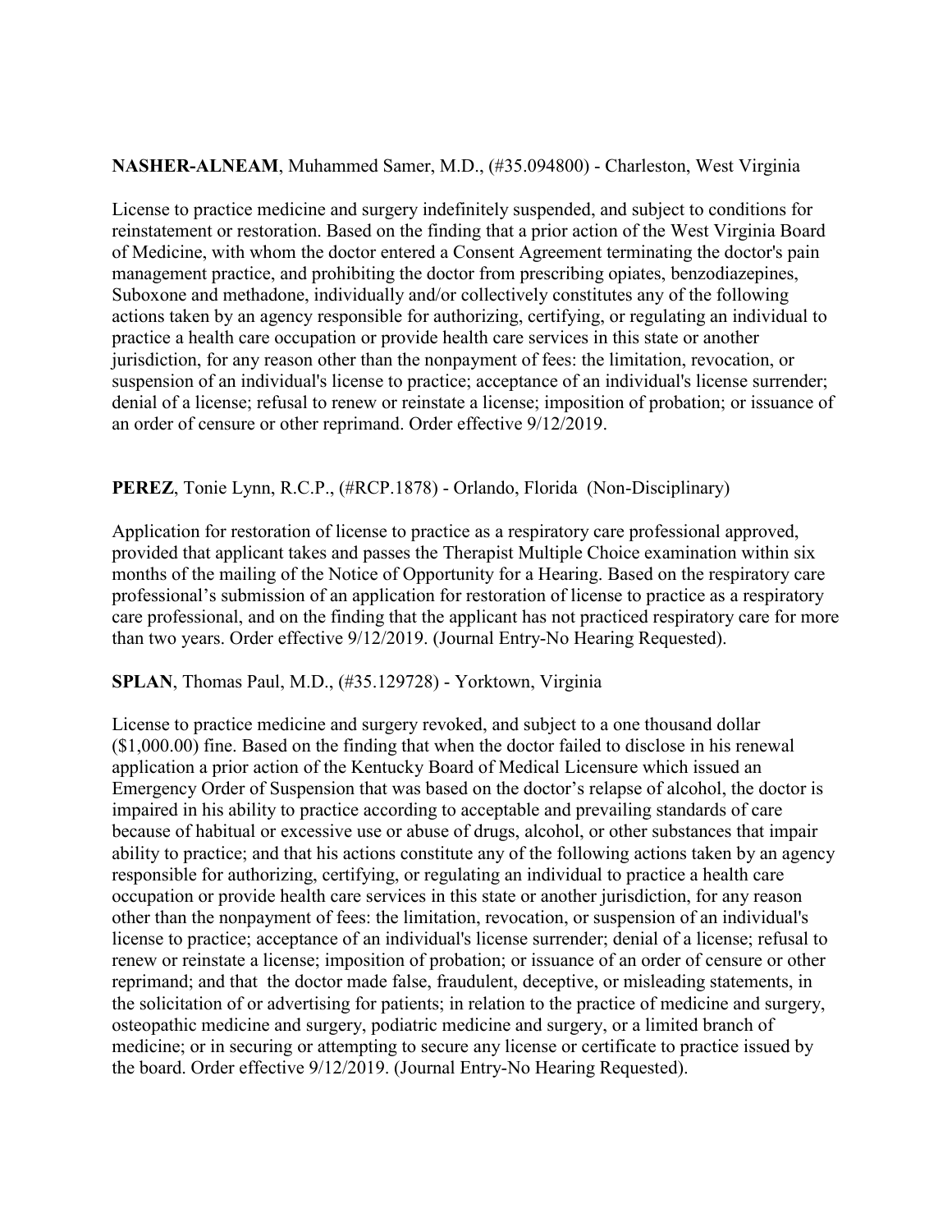**NASHER-ALNEAM**, Muhammed Samer, M.D., (#35.094800) - Charleston, West Virginia

License to practice medicine and surgery indefinitely suspended, and subject to conditions for reinstatement or restoration. Based on the finding that a prior action of the West Virginia Board of Medicine, with whom the doctor entered a Consent Agreement terminating the doctor's pain management practice, and prohibiting the doctor from prescribing opiates, benzodiazepines, Suboxone and methadone, individually and/or collectively constitutes any of the following actions taken by an agency responsible for authorizing, certifying, or regulating an individual to practice a health care occupation or provide health care services in this state or another jurisdiction, for any reason other than the nonpayment of fees: the limitation, revocation, or suspension of an individual's license to practice; acceptance of an individual's license surrender; denial of a license; refusal to renew or reinstate a license; imposition of probation; or issuance of an order of censure or other reprimand. Order effective 9/12/2019.

**PEREZ**, Tonie Lynn, R.C.P., (#RCP.1878) - Orlando, Florida (Non-Disciplinary)

Application for restoration of license to practice as a respiratory care professional approved, provided that applicant takes and passes the Therapist Multiple Choice examination within six months of the mailing of the Notice of Opportunity for a Hearing. Based on the respiratory care professional's submission of an application for restoration of license to practice as a respiratory care professional, and on the finding that the applicant has not practiced respiratory care for more than two years. Order effective 9/12/2019. (Journal Entry-No Hearing Requested).

**SPLAN**, Thomas Paul, M.D., (#35.129728) - Yorktown, Virginia

License to practice medicine and surgery revoked, and subject to a one thousand dollar ($1,000.00) fine. Based on the finding that when the doctor failed to disclose in his renewal application a prior action of the Kentucky Board of Medical Licensure which issued an Emergency Order of Suspension that was based on the doctor's relapse of alcohol, the doctor is impaired in his ability to practice according to acceptable and prevailing standards of care because of habitual or excessive use or abuse of drugs, alcohol, or other substances that impair ability to practice; and that his actions constitute any of the following actions taken by an agency responsible for authorizing, certifying, or regulating an individual to practice a health care occupation or provide health care services in this state or another jurisdiction, for any reason other than the nonpayment of fees: the limitation, revocation, or suspension of an individual's license to practice; acceptance of an individual's license surrender; denial of a license; refusal to renew or reinstate a license; imposition of probation; or issuance of an order of censure or other reprimand; and that the doctor made false, fraudulent, deceptive, or misleading statements, in the solicitation of or advertising for patients; in relation to the practice of medicine and surgery, osteopathic medicine and surgery, podiatric medicine and surgery, or a limited branch of medicine; or in securing or attempting to secure any license or certificate to practice issued by the board. Order effective 9/12/2019. (Journal Entry-No Hearing Requested).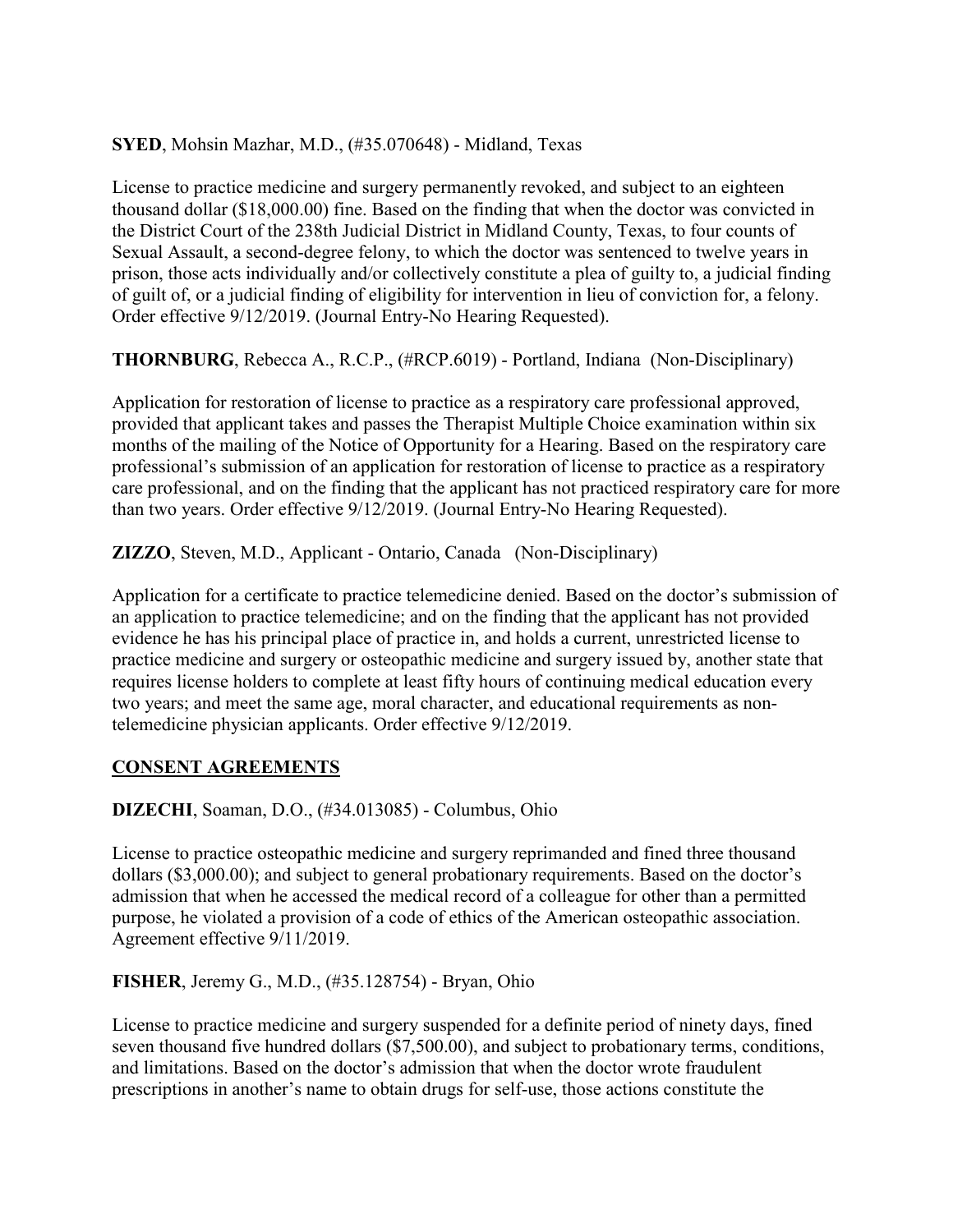**SYED**, Mohsin Mazhar, M.D., (#35.070648) - Midland, Texas

License to practice medicine and surgery permanently revoked, and subject to an eighteen thousand dollar ($18,000.00) fine. Based on the finding that when the doctor was convicted in the District Court of the 238th Judicial District in Midland County, Texas, to four counts of Sexual Assault, a second-degree felony, to which the doctor was sentenced to twelve years in prison, those acts individually and/or collectively constitute a plea of guilty to, a judicial finding of guilt of, or a judicial finding of eligibility for intervention in lieu of conviction for, a felony. Order effective 9/12/2019. (Journal Entry-No Hearing Requested).

**THORNBURG**, Rebecca A., R.C.P., (#RCP.6019) - Portland, Indiana (Non-Disciplinary)

Application for restoration of license to practice as a respiratory care professional approved, provided that applicant takes and passes the Therapist Multiple Choice examination within six months of the mailing of the Notice of Opportunity for a Hearing. Based on the respiratory care professional's submission of an application for restoration of license to practice as a respiratory care professional, and on the finding that the applicant has not practiced respiratory care for more than two years. Order effective 9/12/2019. (Journal Entry-No Hearing Requested).

**ZIZZO**, Steven, M.D., Applicant - Ontario, Canada (Non-Disciplinary)

Application for a certificate to practice telemedicine denied. Based on the doctor's submission of an application to practice telemedicine; and on the finding that the applicant has not provided evidence he has his principal place of practice in, and holds a current, unrestricted license to practice medicine and surgery or osteopathic medicine and surgery issued by, another state that requires license holders to complete at least fifty hours of continuing medical education every two years; and meet the same age, moral character, and educational requirements as non-telemedicine physician applicants. Order effective 9/12/2019.

## CONSENT AGREEMENTS

**DIZECHI**, Soaman, D.O., (#34.013085) - Columbus, Ohio

License to practice osteopathic medicine and surgery reprimanded and fined three thousand dollars ($3,000.00); and subject to general probationary requirements. Based on the doctor's admission that when he accessed the medical record of a colleague for other than a permitted purpose, he violated a provision of a code of ethics of the American osteopathic association. Agreement effective 9/11/2019.

**FISHER**, Jeremy G., M.D., (#35.128754) - Bryan, Ohio

License to practice medicine and surgery suspended for a definite period of ninety days, fined seven thousand five hundred dollars ($7,500.00), and subject to probationary terms, conditions, and limitations. Based on the doctor's admission that when the doctor wrote fraudulent prescriptions in another's name to obtain drugs for self-use, those actions constitute the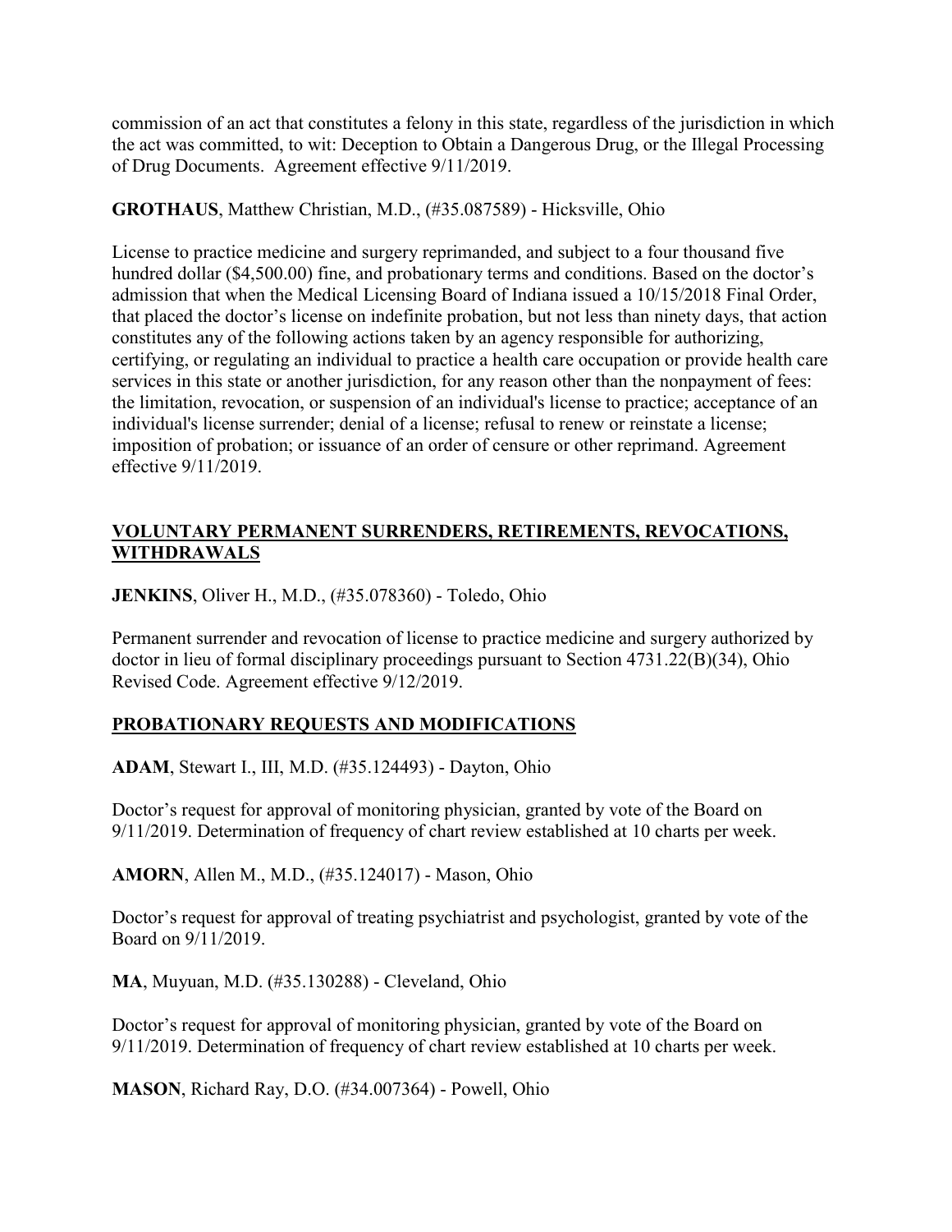commission of an act that constitutes a felony in this state, regardless of the jurisdiction in which the act was committed, to wit: Deception to Obtain a Dangerous Drug, or the Illegal Processing of Drug Documents. Agreement effective 9/11/2019.

**GROTHAUS**, Matthew Christian, M.D., (#35.087589) - Hicksville, Ohio

License to practice medicine and surgery reprimanded, and subject to a four thousand five hundred dollar ($4,500.00) fine, and probationary terms and conditions. Based on the doctor's admission that when the Medical Licensing Board of Indiana issued a 10/15/2018 Final Order, that placed the doctor's license on indefinite probation, but not less than ninety days, that action constitutes any of the following actions taken by an agency responsible for authorizing, certifying, or regulating an individual to practice a health care occupation or provide health care services in this state or another jurisdiction, for any reason other than the nonpayment of fees: the limitation, revocation, or suspension of an individual's license to practice; acceptance of an individual's license surrender; denial of a license; refusal to renew or reinstate a license; imposition of probation; or issuance of an order of censure or other reprimand. Agreement effective 9/11/2019.

## VOLUNTARY PERMANENT SURRENDERS, RETIREMENTS, REVOCATIONS, WITHDRAWALS

**JENKINS**, Oliver H., M.D., (#35.078360) - Toledo, Ohio

Permanent surrender and revocation of license to practice medicine and surgery authorized by doctor in lieu of formal disciplinary proceedings pursuant to Section 4731.22(B)(34), Ohio Revised Code. Agreement effective 9/12/2019.

## PROBATIONARY REQUESTS AND MODIFICATIONS

**ADAM**, Stewart I., III, M.D. (#35.124493) - Dayton, Ohio

Doctor's request for approval of monitoring physician, granted by vote of the Board on 9/11/2019. Determination of frequency of chart review established at 10 charts per week.

**AMORN**, Allen M., M.D., (#35.124017) - Mason, Ohio

Doctor's request for approval of treating psychiatrist and psychologist, granted by vote of the Board on 9/11/2019.

**MA**, Muyuan, M.D. (#35.130288) - Cleveland, Ohio

Doctor's request for approval of monitoring physician, granted by vote of the Board on 9/11/2019. Determination of frequency of chart review established at 10 charts per week.

**MASON**, Richard Ray, D.O. (#34.007364) - Powell, Ohio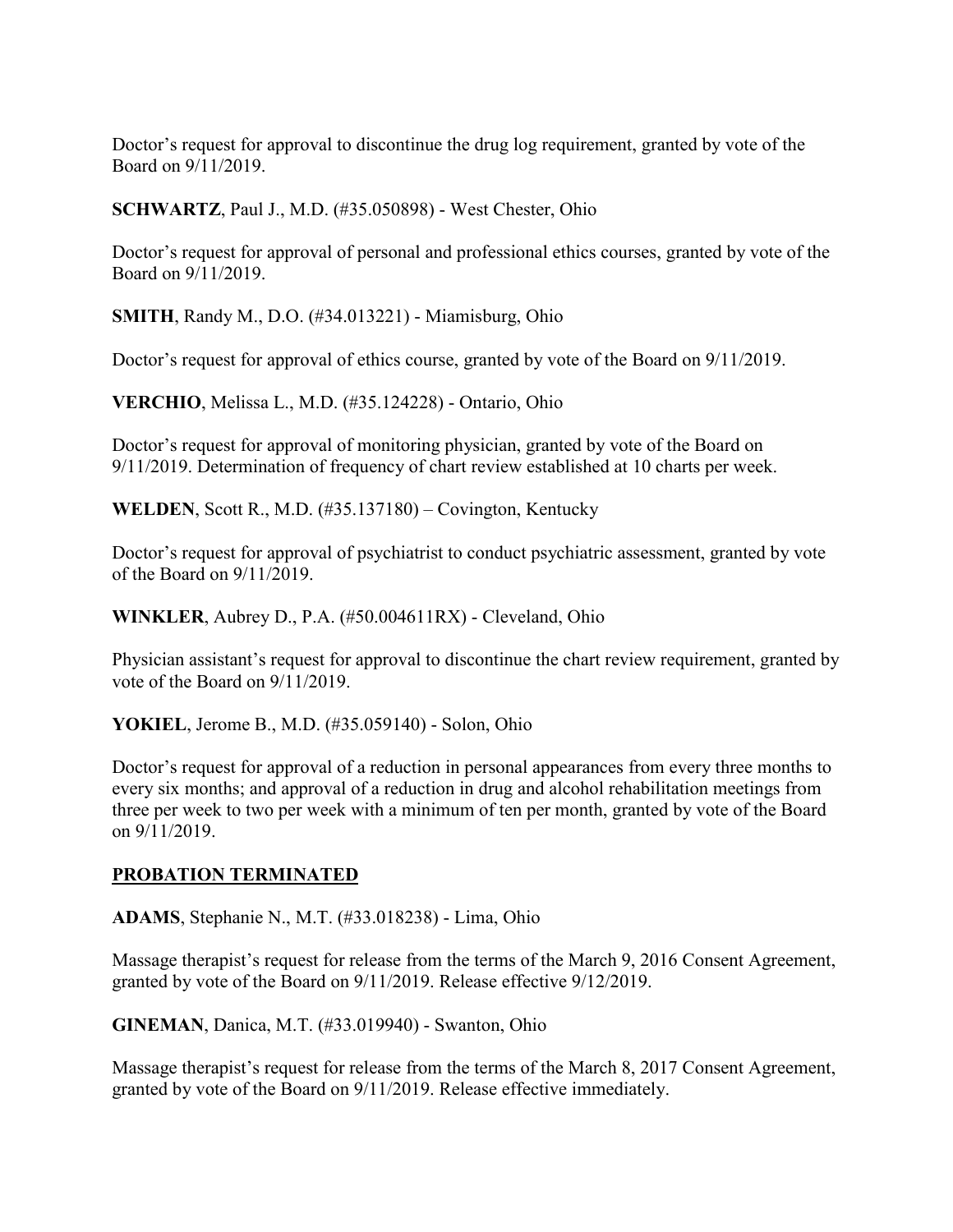Doctor's request for approval to discontinue the drug log requirement, granted by vote of the Board on 9/11/2019.

**SCHWARTZ**, Paul J., M.D. (#35.050898) - West Chester, Ohio

Doctor's request for approval of personal and professional ethics courses, granted by vote of the Board on 9/11/2019.

**SMITH**, Randy M., D.O. (#34.013221) - Miamisburg, Ohio

Doctor's request for approval of ethics course, granted by vote of the Board on 9/11/2019.

**VERCHIO**, Melissa L., M.D. (#35.124228) - Ontario, Ohio

Doctor's request for approval of monitoring physician, granted by vote of the Board on 9/11/2019. Determination of frequency of chart review established at 10 charts per week.

**WELDEN**, Scott R., M.D. (#35.137180) – Covington, Kentucky

Doctor's request for approval of psychiatrist to conduct psychiatric assessment, granted by vote of the Board on 9/11/2019.

**WINKLER**, Aubrey D., P.A. (#50.004611RX) - Cleveland, Ohio

Physician assistant's request for approval to discontinue the chart review requirement, granted by vote of the Board on 9/11/2019.

**YOKIEL**, Jerome B., M.D. (#35.059140) - Solon, Ohio

Doctor's request for approval of a reduction in personal appearances from every three months to every six months; and approval of a reduction in drug and alcohol rehabilitation meetings from three per week to two per week with a minimum of ten per month, granted by vote of the Board on 9/11/2019.

## PROBATION TERMINATED

**ADAMS**, Stephanie N., M.T. (#33.018238) - Lima, Ohio

Massage therapist's request for release from the terms of the March 9, 2016 Consent Agreement, granted by vote of the Board on 9/11/2019. Release effective 9/12/2019.

**GINEMAN**, Danica, M.T. (#33.019940) - Swanton, Ohio

Massage therapist's request for release from the terms of the March 8, 2017 Consent Agreement, granted by vote of the Board on 9/11/2019. Release effective immediately.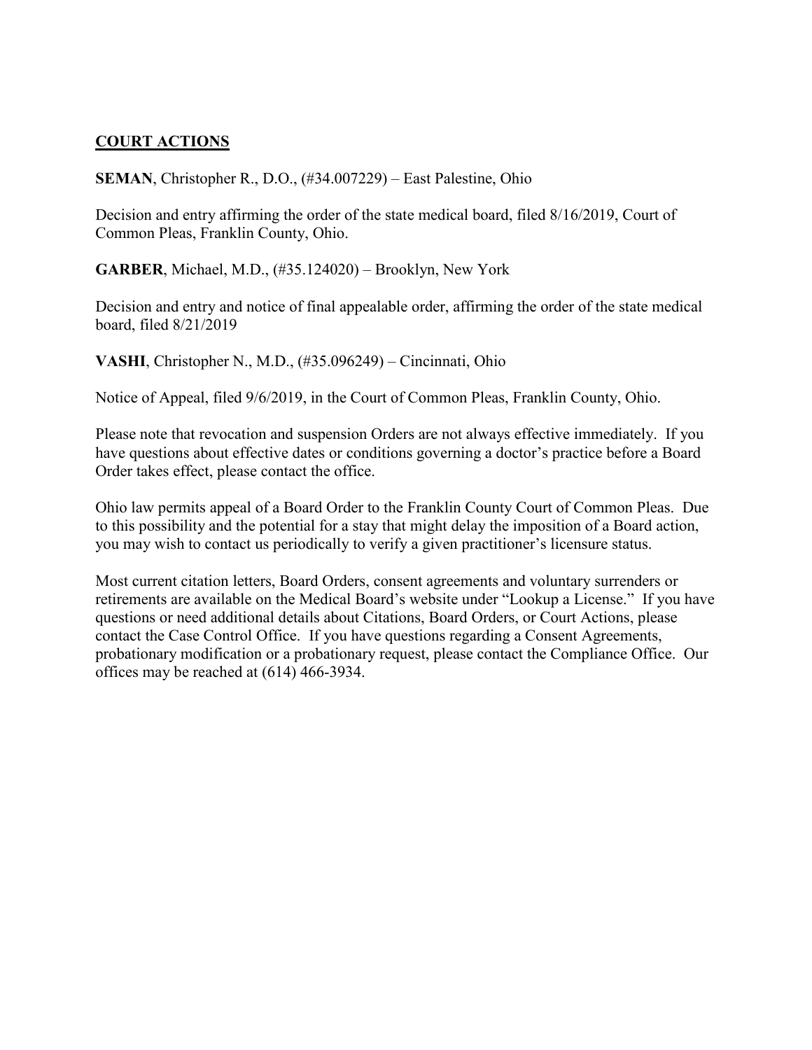## COURT ACTIONS

**SEMAN**, Christopher R., D.O., (#34.007229) – East Palestine, Ohio

Decision and entry affirming the order of the state medical board, filed 8/16/2019, Court of Common Pleas, Franklin County, Ohio.

**GARBER**, Michael, M.D., (#35.124020) – Brooklyn, New York

Decision and entry and notice of final appealable order, affirming the order of the state medical board, filed 8/21/2019

**VASHI**, Christopher N., M.D., (#35.096249) – Cincinnati, Ohio

Notice of Appeal, filed 9/6/2019, in the Court of Common Pleas, Franklin County, Ohio.

Please note that revocation and suspension Orders are not always effective immediately. If you have questions about effective dates or conditions governing a doctor's practice before a Board Order takes effect, please contact the office.

Ohio law permits appeal of a Board Order to the Franklin County Court of Common Pleas. Due to this possibility and the potential for a stay that might delay the imposition of a Board action, you may wish to contact us periodically to verify a given practitioner's licensure status.

Most current citation letters, Board Orders, consent agreements and voluntary surrenders or retirements are available on the Medical Board's website under "Lookup a License." If you have questions or need additional details about Citations, Board Orders, or Court Actions, please contact the Case Control Office. If you have questions regarding a Consent Agreements, probationary modification or a probationary request, please contact the Compliance Office. Our offices may be reached at (614) 466-3934.